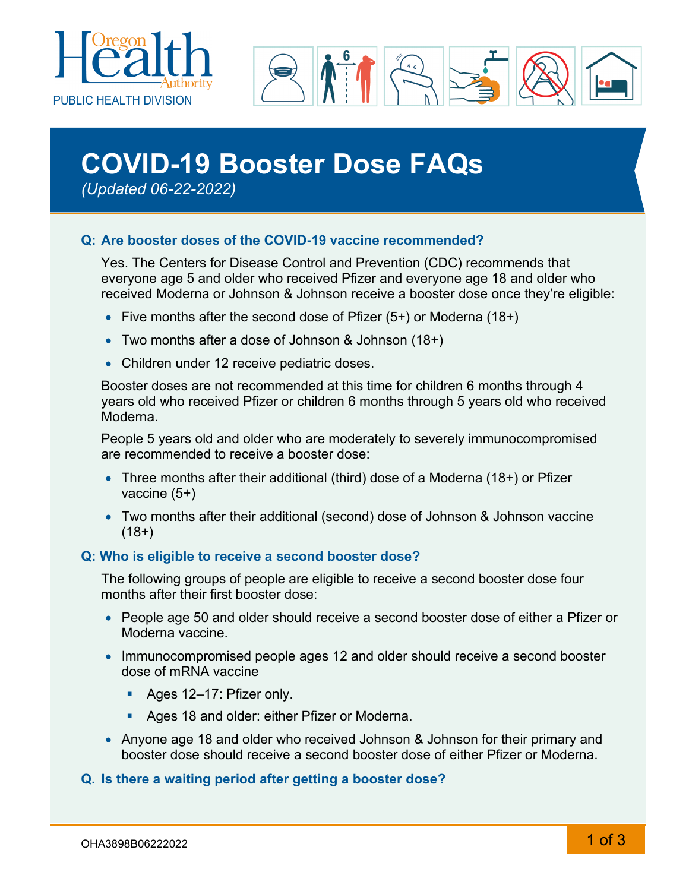Oregon Health Authority

PUBLIC HEALTH DIVISION

# COVID-19 Booster Dose FAQs

*(Updated 06-22-2022)*

### Q: Are booster doses of the COVID-19 vaccine recommended?

Yes. The Centers for Disease Control and Prevention (CDC) recommends that everyone age 5 and older who received Pfizer and everyone age 18 and older who received Moderna or Johnson & Johnson receive a booster dose once they're eligible:

- Five months after the second dose of Pfizer (5+) or Moderna (18+)
- Two months after a dose of Johnson & Johnson (18+)
- Children under 12 receive pediatric doses.

Booster doses are not recommended at this time for children 6 months through 4 years old who received Pfizer or children 6 months through 5 years old who received Moderna.

People 5 years old and older who are moderately to severely immunocompromised are recommended to receive a booster dose:

- Three months after their additional (third) dose of a Moderna (18+) or Pfizer vaccine (5+)
- Two months after their additional (second) dose of Johnson & Johnson vaccine (18+)

### Q: Who is eligible to receive a second booster dose?

The following groups of people are eligible to receive a second booster dose four months after their first booster dose:

- People age 50 and older should receive a second booster dose of either a Pfizer or Moderna vaccine.
- Immunocompromised people ages 12 and older should receive a second booster dose of mRNA vaccine
  - Ages 12–17: Pfizer only.
  - Ages 18 and older: either Pfizer or Moderna.
- Anyone age 18 and older who received Johnson & Johnson for their primary and booster dose should receive a second booster dose of either Pfizer or Moderna.

### Q. Is there a waiting period after getting a booster dose?

OHA3898B06222022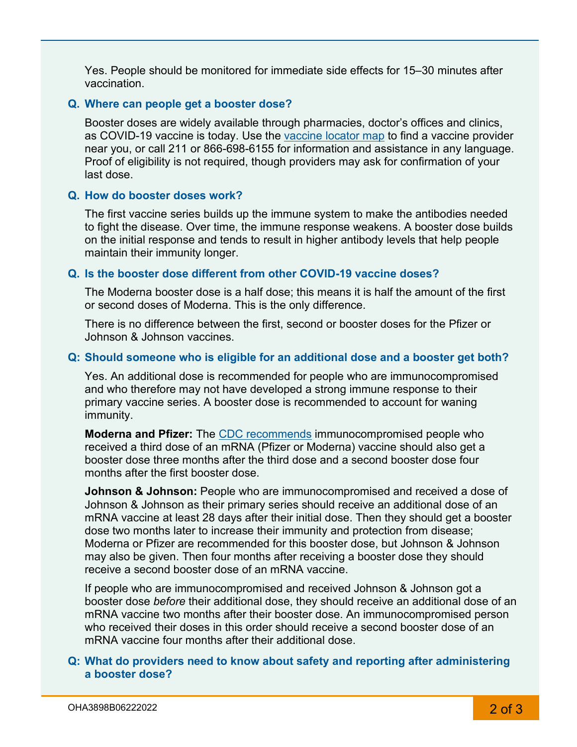Yes. People should be monitored for immediate side effects for 15–30 minutes after vaccination.

### Q. Where can people get a booster dose?

Booster doses are widely available through pharmacies, doctor's offices and clinics, as COVID-19 vaccine is today. Use the [vaccine locator map]() to find a vaccine provider near you, or call 211 or 866-698-6155 for information and assistance in any language. Proof of eligibility is not required, though providers may ask for confirmation of your last dose.

### Q. How do booster doses work?

The first vaccine series builds up the immune system to make the antibodies needed to fight the disease. Over time, the immune response weakens. A booster dose builds on the initial response and tends to result in higher antibody levels that help people maintain their immunity longer.

### Q. Is the booster dose different from other COVID-19 vaccine doses?

The Moderna booster dose is a half dose; this means it is half the amount of the first or second doses of Moderna. This is the only difference.

There is no difference between the first, second or booster doses for the Pfizer or Johnson & Johnson vaccines.

### Q: Should someone who is eligible for an additional dose and a booster get both?

Yes. An additional dose is recommended for people who are immunocompromised and who therefore may not have developed a strong immune response to their primary vaccine series. A booster dose is recommended to account for waning immunity.

**Moderna and Pfizer:** The [CDC recommends]() immunocompromised people who received a third dose of an mRNA (Pfizer or Moderna) vaccine should also get a booster dose three months after the third dose and a second booster dose four months after the first booster dose.

**Johnson & Johnson:** People who are immunocompromised and received a dose of Johnson & Johnson as their primary series should receive an additional dose of an mRNA vaccine at least 28 days after their initial dose. Then they should get a booster dose two months later to increase their immunity and protection from disease; Moderna or Pfizer are recommended for this booster dose, but Johnson & Johnson may also be given. Then four months after receiving a booster dose they should receive a second booster dose of an mRNA vaccine.

If people who are immunocompromised and received Johnson & Johnson got a booster dose *before* their additional dose, they should receive an additional dose of an mRNA vaccine two months after their booster dose. An immunocompromised person who received their doses in this order should receive a second booster dose of an mRNA vaccine four months after their additional dose.

### Q: What do providers need to know about safety and reporting after administering a booster dose?

OHA3898B06222022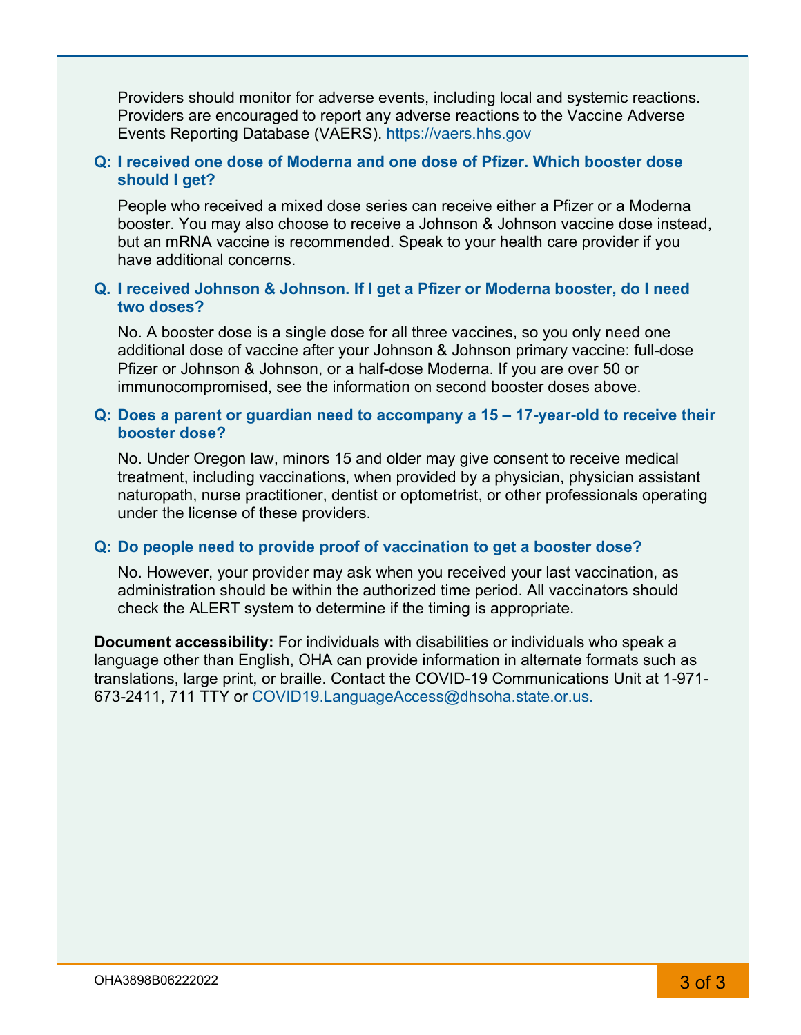Providers should monitor for adverse events, including local and systemic reactions. Providers are encouraged to report any adverse reactions to the Vaccine Adverse Events Reporting Database (VAERS). [https://vaers.hhs.gov](https://vaers.hhs.gov)

**Q: I received one dose of Moderna and one dose of Pfizer. Which booster dose should I get?**

People who received a mixed dose series can receive either a Pfizer or a Moderna booster. You may also choose to receive a Johnson & Johnson vaccine dose instead, but an mRNA vaccine is recommended. Speak to your health care provider if you have additional concerns.

**Q. I received Johnson & Johnson. If I get a Pfizer or Moderna booster, do I need two doses?**

No. A booster dose is a single dose for all three vaccines, so you only need one additional dose of vaccine after your Johnson & Johnson primary vaccine: full-dose Pfizer or Johnson & Johnson, or a half-dose Moderna. If you are over 50 or immunocompromised, see the information on second booster doses above.

**Q: Does a parent or guardian need to accompany a 15 – 17-year-old to receive their booster dose?**

No. Under Oregon law, minors 15 and older may give consent to receive medical treatment, including vaccinations, when provided by a physician, physician assistant naturopath, nurse practitioner, dentist or optometrist, or other professionals operating under the license of these providers.

**Q: Do people need to provide proof of vaccination to get a booster dose?**

No. However, your provider may ask when you received your last vaccination, as administration should be within the authorized time period. All vaccinators should check the ALERT system to determine if the timing is appropriate.

**Document accessibility:** For individuals with disabilities or individuals who speak a language other than English, OHA can provide information in alternate formats such as translations, large print, or braille. Contact the COVID-19 Communications Unit at 1-971-673-2411, 711 TTY or [COVID19.LanguageAccess@dhsoha.state.or.us](mailto:COVID19.LanguageAccess@dhsoha.state.or.us).

OHA3898B06222022